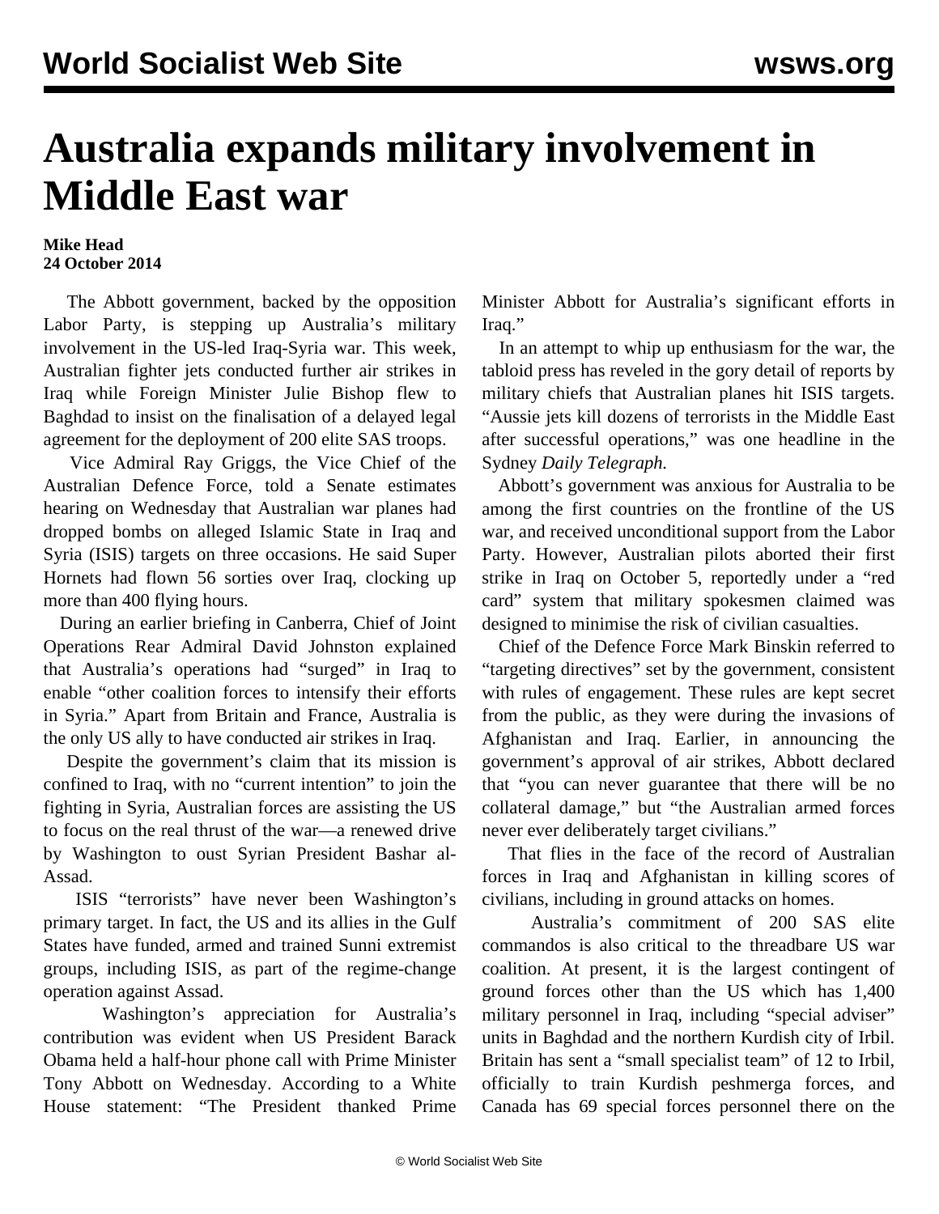# Australia expands military involvement in Middle East war

**Mike Head**
**24 October 2014**

The Abbott government, backed by the opposition Labor Party, is stepping up Australia's military involvement in the US-led Iraq-Syria war. This week, Australian fighter jets conducted further air strikes in Iraq while Foreign Minister Julie Bishop flew to Baghdad to insist on the finalisation of a delayed legal agreement for the deployment of 200 elite SAS troops.

Vice Admiral Ray Griggs, the Vice Chief of the Australian Defence Force, told a Senate estimates hearing on Wednesday that Australian war planes had dropped bombs on alleged Islamic State in Iraq and Syria (ISIS) targets on three occasions. He said Super Hornets had flown 56 sorties over Iraq, clocking up more than 400 flying hours.

During an earlier briefing in Canberra, Chief of Joint Operations Rear Admiral David Johnston explained that Australia's operations had "surged" in Iraq to enable "other coalition forces to intensify their efforts in Syria." Apart from Britain and France, Australia is the only US ally to have conducted air strikes in Iraq.

Despite the government's claim that its mission is confined to Iraq, with no "current intention" to join the fighting in Syria, Australian forces are assisting the US to focus on the real thrust of the war—a renewed drive by Washington to oust Syrian President Bashar al-Assad.

ISIS "terrorists" have never been Washington's primary target. In fact, the US and its allies in the Gulf States have funded, armed and trained Sunni extremist groups, including ISIS, as part of the regime-change operation against Assad.

Washington's appreciation for Australia's contribution was evident when US President Barack Obama held a half-hour phone call with Prime Minister Tony Abbott on Wednesday. According to a White House statement: "The President thanked Prime Minister Abbott for Australia's significant efforts in Iraq."

In an attempt to whip up enthusiasm for the war, the tabloid press has reveled in the gory detail of reports by military chiefs that Australian planes hit ISIS targets. "Aussie jets kill dozens of terrorists in the Middle East after successful operations," was one headline in the Sydney *Daily Telegraph.*

Abbott's government was anxious for Australia to be among the first countries on the frontline of the US war, and received unconditional support from the Labor Party. However, Australian pilots aborted their first strike in Iraq on October 5, reportedly under a "red card" system that military spokesmen claimed was designed to minimise the risk of civilian casualties.

Chief of the Defence Force Mark Binskin referred to "targeting directives" set by the government, consistent with rules of engagement. These rules are kept secret from the public, as they were during the invasions of Afghanistan and Iraq. Earlier, in announcing the government's approval of air strikes, Abbott declared that "you can never guarantee that there will be no collateral damage," but "the Australian armed forces never ever deliberately target civilians."

That flies in the face of the record of Australian forces in Iraq and Afghanistan in killing scores of civilians, including in ground attacks on homes.

Australia's commitment of 200 SAS elite commandos is also critical to the threadbare US war coalition. At present, it is the largest contingent of ground forces other than the US which has 1,400 military personnel in Iraq, including "special adviser" units in Baghdad and the northern Kurdish city of Irbil. Britain has sent a "small specialist team" of 12 to Irbil, officially to train Kurdish peshmerga forces, and Canada has 69 special forces personnel there on the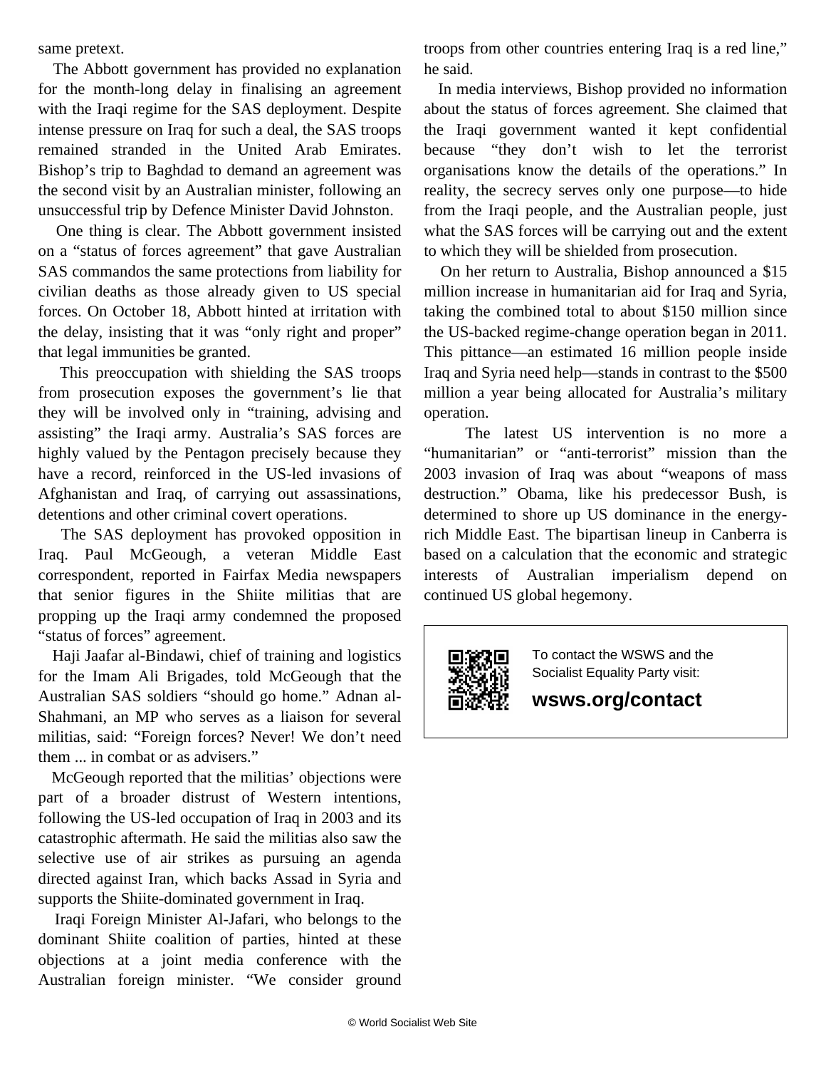same pretext.

The Abbott government has provided no explanation for the month-long delay in finalising an agreement with the Iraqi regime for the SAS deployment. Despite intense pressure on Iraq for such a deal, the SAS troops remained stranded in the United Arab Emirates. Bishop's trip to Baghdad to demand an agreement was the second visit by an Australian minister, following an unsuccessful trip by Defence Minister David Johnston.

One thing is clear. The Abbott government insisted on a "status of forces agreement" that gave Australian SAS commandos the same protections from liability for civilian deaths as those already given to US special forces. On October 18, Abbott hinted at irritation with the delay, insisting that it was "only right and proper" that legal immunities be granted.

This preoccupation with shielding the SAS troops from prosecution exposes the government's lie that they will be involved only in "training, advising and assisting" the Iraqi army. Australia's SAS forces are highly valued by the Pentagon precisely because they have a record, reinforced in the US-led invasions of Afghanistan and Iraq, of carrying out assassinations, detentions and other criminal covert operations.

The SAS deployment has provoked opposition in Iraq. Paul McGeough, a veteran Middle East correspondent, reported in Fairfax Media newspapers that senior figures in the Shiite militias that are propping up the Iraqi army condemned the proposed "status of forces" agreement.

Haji Jaafar al-Bindawi, chief of training and logistics for the Imam Ali Brigades, told McGeough that the Australian SAS soldiers "should go home." Adnan al-Shahmani, an MP who serves as a liaison for several militias, said: "Foreign forces? Never! We don't need them ... in combat or as advisers."

McGeough reported that the militias' objections were part of a broader distrust of Western intentions, following the US-led occupation of Iraq in 2003 and its catastrophic aftermath. He said the militias also saw the selective use of air strikes as pursuing an agenda directed against Iran, which backs Assad in Syria and supports the Shiite-dominated government in Iraq.

Iraqi Foreign Minister Al-Jafari, who belongs to the dominant Shiite coalition of parties, hinted at these objections at a joint media conference with the Australian foreign minister. "We consider ground troops from other countries entering Iraq is a red line," he said.

In media interviews, Bishop provided no information about the status of forces agreement. She claimed that the Iraqi government wanted it kept confidential because "they don't wish to let the terrorist organisations know the details of the operations." In reality, the secrecy serves only one purpose—to hide from the Iraqi people, and the Australian people, just what the SAS forces will be carrying out and the extent to which they will be shielded from prosecution.

On her return to Australia, Bishop announced a $15 million increase in humanitarian aid for Iraq and Syria, taking the combined total to about $150 million since the US-backed regime-change operation began in 2011. This pittance—an estimated 16 million people inside Iraq and Syria need help—stands in contrast to the $500 million a year being allocated for Australia's military operation.

The latest US intervention is no more a "humanitarian" or "anti-terrorist" mission than the 2003 invasion of Iraq was about "weapons of mass destruction." Obama, like his predecessor Bush, is determined to shore up US dominance in the energy-rich Middle East. The bipartisan lineup in Canberra is based on a calculation that the economic and strategic interests of Australian imperialism depend on continued US global hegemony.

To contact the WSWS and the Socialist Equality Party visit:

**wsws.org/contact**